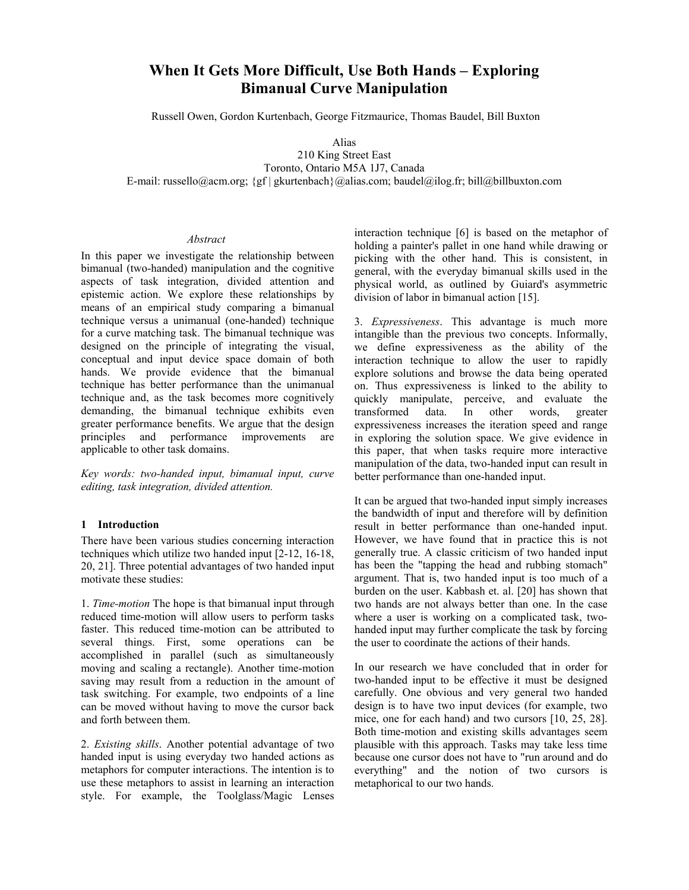# When It Gets More Difficult, Use Both Hands – Exploring Bimanual Curve Manipulation

Russell Owen, Gordon Kurtenbach, George Fitzmaurice, Thomas Baudel, Bill Buxton

Alias
210 King Street East
Toronto, Ontario M5A 1J7, Canada
E-mail: russello@acm.org; {gf | gkurtenbach}@alias.com; baudel@ilog.fr; bill@billbuxton.com

*Abstract*

In this paper we investigate the relationship between bimanual (two-handed) manipulation and the cognitive aspects of task integration, divided attention and epistemic action. We explore these relationships by means of an empirical study comparing a bimanual technique versus a unimanual (one-handed) technique for a curve matching task. The bimanual technique was designed on the principle of integrating the visual, conceptual and input device space domain of both hands. We provide evidence that the bimanual technique has better performance than the unimanual technique and, as the task becomes more cognitively demanding, the bimanual technique exhibits even greater performance benefits. We argue that the design principles and performance improvements are applicable to other task domains.

*Key words: two-handed input, bimanual input, curve editing, task integration, divided attention.*

## 1 Introduction

There have been various studies concerning interaction techniques which utilize two handed input [2-12, 16-18, 20, 21]. Three potential advantages of two handed input motivate these studies:

1. *Time-motion* The hope is that bimanual input through reduced time-motion will allow users to perform tasks faster. This reduced time-motion can be attributed to several things. First, some operations can be accomplished in parallel (such as simultaneously moving and scaling a rectangle). Another time-motion saving may result from a reduction in the amount of task switching. For example, two endpoints of a line can be moved without having to move the cursor back and forth between them.

2. *Existing skills*. Another potential advantage of two handed input is using everyday two handed actions as metaphors for computer interactions. The intention is to use these metaphors to assist in learning an interaction style. For example, the Toolglass/Magic Lenses interaction technique [6] is based on the metaphor of holding a painter's pallet in one hand while drawing or picking with the other hand. This is consistent, in general, with the everyday bimanual skills used in the physical world, as outlined by Guiard's asymmetric division of labor in bimanual action [15].

3. *Expressiveness*. This advantage is much more intangible than the previous two concepts. Informally, we define expressiveness as the ability of the interaction technique to allow the user to rapidly explore solutions and browse the data being operated on. Thus expressiveness is linked to the ability to quickly manipulate, perceive, and evaluate the transformed data. In other words, greater expressiveness increases the iteration speed and range in exploring the solution space. We give evidence in this paper, that when tasks require more interactive manipulation of the data, two-handed input can result in better performance than one-handed input.

It can be argued that two-handed input simply increases the bandwidth of input and therefore will by definition result in better performance than one-handed input. However, we have found that in practice this is not generally true. A classic criticism of two handed input has been the "tapping the head and rubbing stomach" argument. That is, two handed input is too much of a burden on the user. Kabbash et. al. [20] has shown that two hands are not always better than one. In the case where a user is working on a complicated task, two-handed input may further complicate the task by forcing the user to coordinate the actions of their hands.

In our research we have concluded that in order for two-handed input to be effective it must be designed carefully. One obvious and very general two handed design is to have two input devices (for example, two mice, one for each hand) and two cursors [10, 25, 28]. Both time-motion and existing skills advantages seem plausible with this approach. Tasks may take less time because one cursor does not have to "run around and do everything" and the notion of two cursors is metaphorical to our two hands.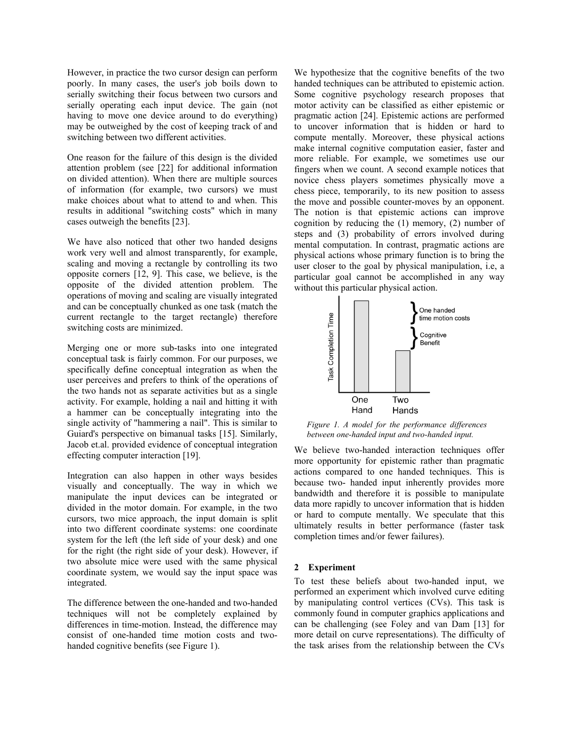However, in practice the two cursor design can perform poorly. In many cases, the user's job boils down to serially switching their focus between two cursors and serially operating each input device. The gain (not having to move one device around to do everything) may be outweighed by the cost of keeping track of and switching between two different activities.

One reason for the failure of this design is the divided attention problem (see [22] for additional information on divided attention). When there are multiple sources of information (for example, two cursors) we must make choices about what to attend to and when. This results in additional "switching costs" which in many cases outweigh the benefits [23].

We have also noticed that other two handed designs work very well and almost transparently, for example, scaling and moving a rectangle by controlling its two opposite corners [12, 9]. This case, we believe, is the opposite of the divided attention problem. The operations of moving and scaling are visually integrated and can be conceptually chunked as one task (match the current rectangle to the target rectangle) therefore switching costs are minimized.

Merging one or more sub-tasks into one integrated conceptual task is fairly common. For our purposes, we specifically define conceptual integration as when the user perceives and prefers to think of the operations of the two hands not as separate activities but as a single activity. For example, holding a nail and hitting it with a hammer can be conceptually integrating into the single activity of "hammering a nail". This is similar to Guiard's perspective on bimanual tasks [15]. Similarly, Jacob et.al. provided evidence of conceptual integration effecting computer interaction [19].

Integration can also happen in other ways besides visually and conceptually. The way in which we manipulate the input devices can be integrated or divided in the motor domain. For example, in the two cursors, two mice approach, the input domain is split into two different coordinate systems: one coordinate system for the left (the left side of your desk) and one for the right (the right side of your desk). However, if two absolute mice were used with the same physical coordinate system, we would say the input space was integrated.

The difference between the one-handed and two-handed techniques will not be completely explained by differences in time-motion. Instead, the difference may consist of one-handed time motion costs and two-handed cognitive benefits (see Figure 1).

We hypothesize that the cognitive benefits of the two handed techniques can be attributed to epistemic action. Some cognitive psychology research proposes that motor activity can be classified as either epistemic or pragmatic action [24]. Epistemic actions are performed to uncover information that is hidden or hard to compute mentally. Moreover, these physical actions make internal cognitive computation easier, faster and more reliable. For example, we sometimes use our fingers when we count. A second example notices that novice chess players sometimes physically move a chess piece, temporarily, to its new position to assess the move and possible counter-moves by an opponent. The notion is that epistemic actions can improve cognition by reducing the (1) memory, (2) number of steps and (3) probability of errors involved during mental computation. In contrast, pragmatic actions are physical actions whose primary function is to bring the user closer to the goal by physical manipulation, i.e, a particular goal cannot be accomplished in any way without this particular physical action.

*Figure 1. A model for the performance differences between one-handed input and two-handed input.*

We believe two-handed interaction techniques offer more opportunity for epistemic rather than pragmatic actions compared to one handed techniques. This is because two- handed input inherently provides more bandwidth and therefore it is possible to manipulate data more rapidly to uncover information that is hidden or hard to compute mentally. We speculate that this ultimately results in better performance (faster task completion times and/or fewer failures).

## 2 Experiment

To test these beliefs about two-handed input, we performed an experiment which involved curve editing by manipulating control vertices (CVs). This task is commonly found in computer graphics applications and can be challenging (see Foley and van Dam [13] for more detail on curve representations). The difficulty of the task arises from the relationship between the CVs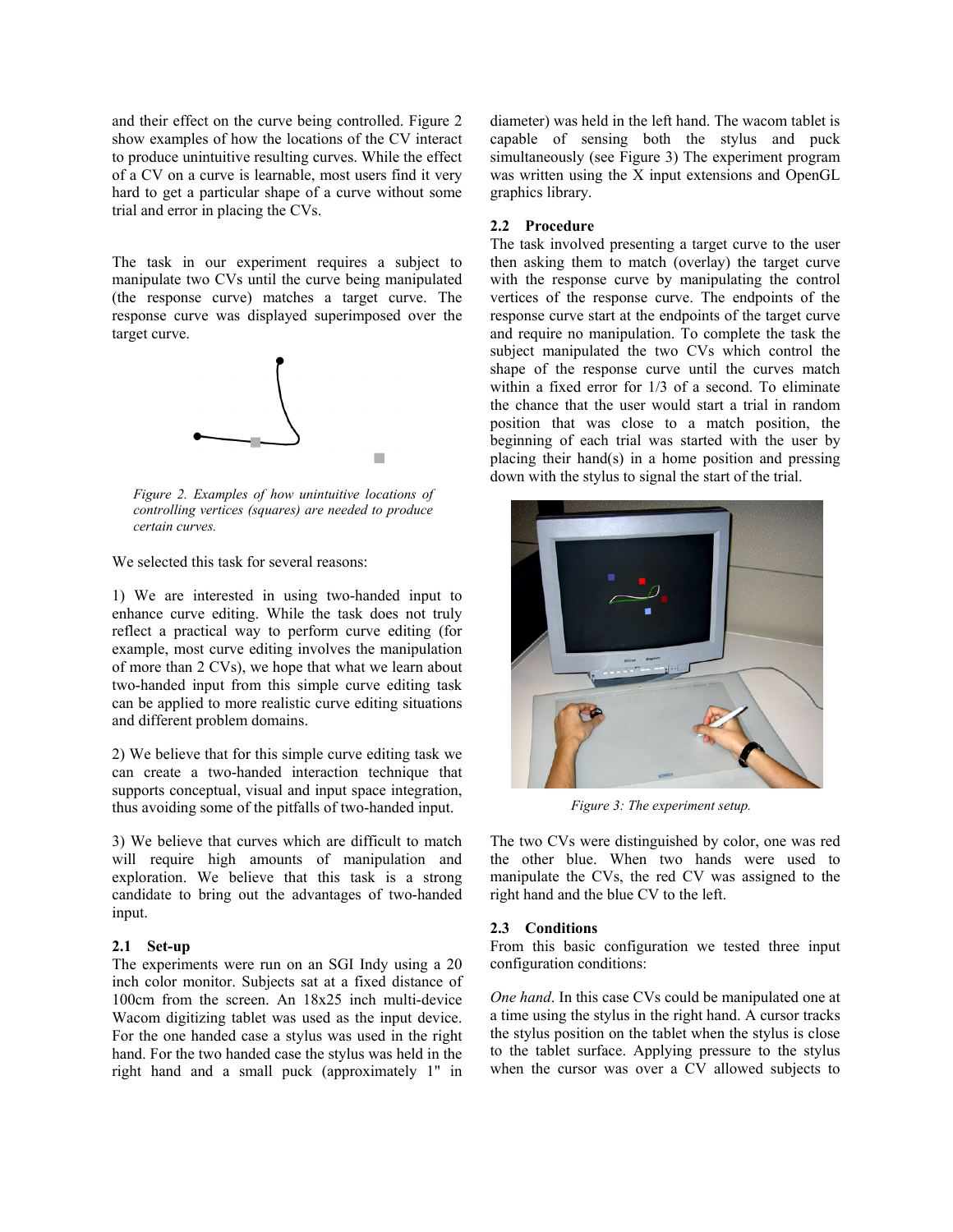and their effect on the curve being controlled. Figure 2 show examples of how the locations of the CV interact to produce unintuitive resulting curves. While the effect of a CV on a curve is learnable, most users find it very hard to get a particular shape of a curve without some trial and error in placing the CVs.

The task in our experiment requires a subject to manipulate two CVs until the curve being manipulated (the response curve) matches a target curve. The response curve was displayed superimposed over the target curve.

*Figure 2. Examples of how unintuitive locations of controlling vertices (squares) are needed to produce certain curves.*

We selected this task for several reasons:

1) We are interested in using two-handed input to enhance curve editing. While the task does not truly reflect a practical way to perform curve editing (for example, most curve editing involves the manipulation of more than 2 CVs), we hope that what we learn about two-handed input from this simple curve editing task can be applied to more realistic curve editing situations and different problem domains.

2) We believe that for this simple curve editing task we can create a two-handed interaction technique that supports conceptual, visual and input space integration, thus avoiding some of the pitfalls of two-handed input.

3) We believe that curves which are difficult to match will require high amounts of manipulation and exploration. We believe that this task is a strong candidate to bring out the advantages of two-handed input.

### 2.1 Set-up

The experiments were run on an SGI Indy using a 20 inch color monitor. Subjects sat at a fixed distance of 100cm from the screen. An 18x25 inch multi-device Wacom digitizing tablet was used as the input device. For the one handed case a stylus was used in the right hand. For the two handed case the stylus was held in the right hand and a small puck (approximately 1" in diameter) was held in the left hand. The wacom tablet is capable of sensing both the stylus and puck simultaneously (see Figure 3) The experiment program was written using the X input extensions and OpenGL graphics library.

### 2.2 Procedure

The task involved presenting a target curve to the user then asking them to match (overlay) the target curve with the response curve by manipulating the control vertices of the response curve. The endpoints of the response curve start at the endpoints of the target curve and require no manipulation. To complete the task the subject manipulated the two CVs which control the shape of the response curve until the curves match within a fixed error for 1/3 of a second. To eliminate the chance that the user would start a trial in random position that was close to a match position, the beginning of each trial was started with the user by placing their hand(s) in a home position and pressing down with the stylus to signal the start of the trial.

*Figure 3: The experiment setup.*

The two CVs were distinguished by color, one was red the other blue. When two hands were used to manipulate the CVs, the red CV was assigned to the right hand and the blue CV to the left.

### 2.3 Conditions

From this basic configuration we tested three input configuration conditions:

*One hand*. In this case CVs could be manipulated one at a time using the stylus in the right hand. A cursor tracks the stylus position on the tablet when the stylus is close to the tablet surface. Applying pressure to the stylus when the cursor was over a CV allowed subjects to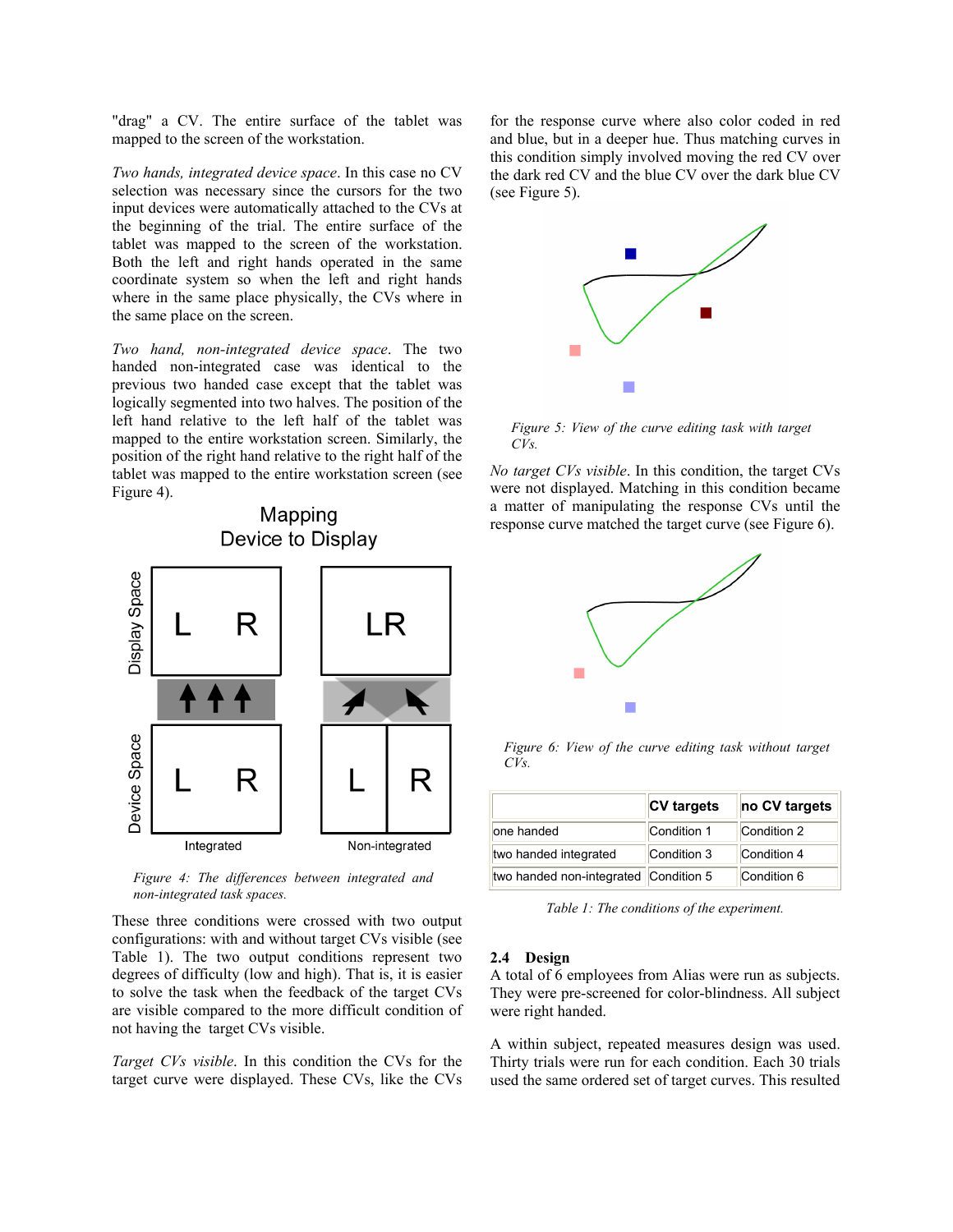"drag" a CV. The entire surface of the tablet was mapped to the screen of the workstation.

*Two hands, integrated device space*. In this case no CV selection was necessary since the cursors for the two input devices were automatically attached to the CVs at the beginning of the trial. The entire surface of the tablet was mapped to the screen of the workstation. Both the left and right hands operated in the same coordinate system so when the left and right hands where in the same place physically, the CVs where in the same place on the screen.

*Two hand, non-integrated device space*. The two handed non-integrated case was identical to the previous two handed case except that the tablet was logically segmented into two halves. The position of the left hand relative to the left half of the tablet was mapped to the entire workstation screen. Similarly, the position of the right hand relative to the right half of the tablet was mapped to the entire workstation screen (see Figure 4).

Figure 4: The differences between integrated and non-integrated task spaces.

These three conditions were crossed with two output configurations: with and without target CVs visible (see Table 1). The two output conditions represent two degrees of difficulty (low and high). That is, it is easier to solve the task when the feedback of the target CVs are visible compared to the more difficult condition of not having the target CVs visible.

*Target CVs visible*. In this condition the CVs for the target curve were displayed. These CVs, like the CVs for the response curve where also color coded in red and blue, but in a deeper hue. Thus matching curves in this condition simply involved moving the red CV over the dark red CV and the blue CV over the dark blue CV (see Figure 5).

Figure 5: View of the curve editing task with target CVs.

*No target CVs visible*. In this condition, the target CVs were not displayed. Matching in this condition became a matter of manipulating the response CVs until the response curve matched the target curve (see Figure 6).

Figure 6: View of the curve editing task without target CVs.

| | CV targets | no CV targets |
|---|---|---|
| one handed | Condition 1 | Condition 2 |
| two handed integrated | Condition 3 | Condition 4 |
| two handed non-integrated | Condition 5 | Condition 6 |

Table 1: The conditions of the experiment.

## 2.4 Design

A total of 6 employees from Alias were run as subjects. They were pre-screened for color-blindness. All subject were right handed.

A within subject, repeated measures design was used. Thirty trials were run for each condition. Each 30 trials used the same ordered set of target curves. This resulted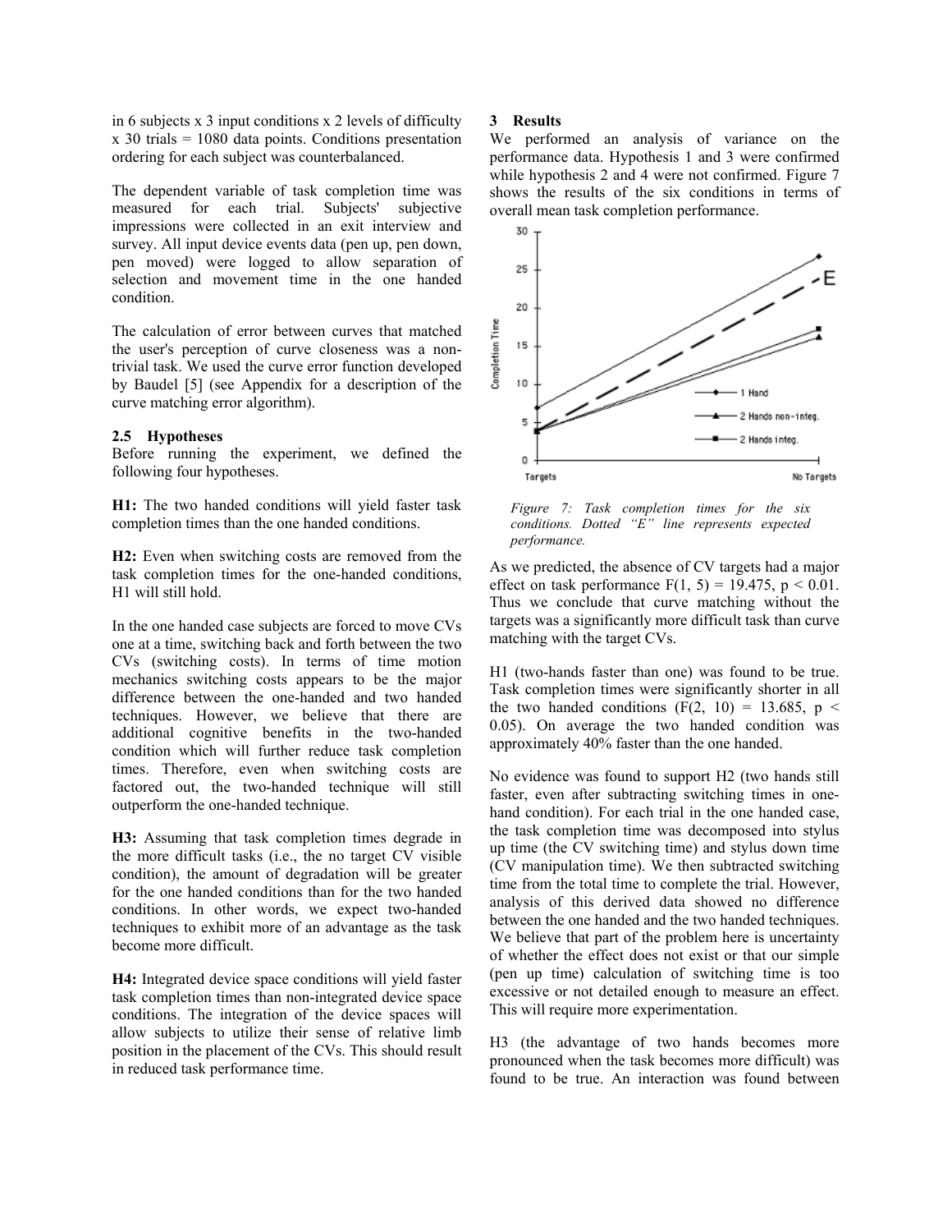in 6 subjects x 3 input conditions x 2 levels of difficulty x 30 trials = 1080 data points. Conditions presentation ordering for each subject was counterbalanced.

The dependent variable of task completion time was measured for each trial. Subjects' subjective impressions were collected in an exit interview and survey. All input device events data (pen up, pen down, pen moved) were logged to allow separation of selection and movement time in the one handed condition.

The calculation of error between curves that matched the user's perception of curve closeness was a non-trivial task. We used the curve error function developed by Baudel [5] (see Appendix for a description of the curve matching error algorithm).

### 2.5 Hypotheses

Before running the experiment, we defined the following four hypotheses.

**H1:** The two handed conditions will yield faster task completion times than the one handed conditions.

**H2:** Even when switching costs are removed from the task completion times for the one-handed conditions, H1 will still hold.

In the one handed case subjects are forced to move CVs one at a time, switching back and forth between the two CVs (switching costs). In terms of time motion mechanics switching costs appears to be the major difference between the one-handed and two handed techniques. However, we believe that there are additional cognitive benefits in the two-handed condition which will further reduce task completion times. Therefore, even when switching costs are factored out, the two-handed technique will still outperform the one-handed technique.

**H3:** Assuming that task completion times degrade in the more difficult tasks (i.e., the no target CV visible condition), the amount of degradation will be greater for the one handed conditions than for the two handed conditions. In other words, we expect two-handed techniques to exhibit more of an advantage as the task become more difficult.

**H4:** Integrated device space conditions will yield faster task completion times than non-integrated device space conditions. The integration of the device spaces will allow subjects to utilize their sense of relative limb position in the placement of the CVs. This should result in reduced task performance time.

## 3 Results

We performed an analysis of variance on the performance data. Hypothesis 1 and 3 were confirmed while hypothesis 2 and 4 were not confirmed. Figure 7 shows the results of the six conditions in terms of overall mean task completion performance.

*Figure 7: Task completion times for the six conditions. Dotted "E" line represents expected performance.*

As we predicted, the absence of CV targets had a major effect on task performance $F(1, 5) = 19.475$, $p < 0.01$. Thus we conclude that curve matching without the targets was a significantly more difficult task than curve matching with the target CVs.

H1 (two-hands faster than one) was found to be true. Task completion times were significantly shorter in all the two handed conditions ($F(2, 10) = 13.685$, $p < 0.05$). On average the two handed condition was approximately 40% faster than the one handed.

No evidence was found to support H2 (two hands still faster, even after subtracting switching times in one-hand condition). For each trial in the one handed case, the task completion time was decomposed into stylus up time (the CV switching time) and stylus down time (CV manipulation time). We then subtracted switching time from the total time to complete the trial. However, analysis of this derived data showed no difference between the one handed and the two handed techniques. We believe that part of the problem here is uncertainty of whether the effect does not exist or that our simple (pen up time) calculation of switching time is too excessive or not detailed enough to measure an effect. This will require more experimentation.

H3 (the advantage of two hands becomes more pronounced when the task becomes more difficult) was found to be true. An interaction was found between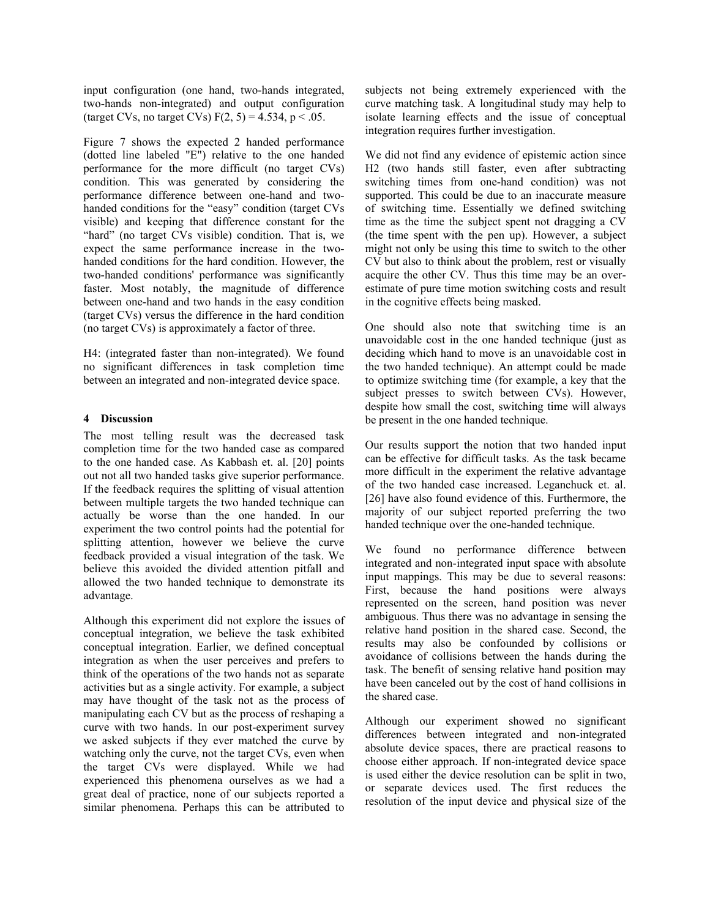input configuration (one hand, two-hands integrated, two-hands non-integrated) and output configuration (target CVs, no target CVs) $F(2, 5) = 4.534$, $p < .05$.

Figure 7 shows the expected 2 handed performance (dotted line labeled "E") relative to the one handed performance for the more difficult (no target CVs) condition. This was generated by considering the performance difference between one-hand and two-handed conditions for the "easy" condition (target CVs visible) and keeping that difference constant for the "hard" (no target CVs visible) condition. That is, we expect the same performance increase in the two-handed conditions for the hard condition. However, the two-handed conditions' performance was significantly faster. Most notably, the magnitude of difference between one-hand and two hands in the easy condition (target CVs) versus the difference in the hard condition (no target CVs) is approximately a factor of three.

H4: (integrated faster than non-integrated). We found no significant differences in task completion time between an integrated and non-integrated device space.

## 4 Discussion

The most telling result was the decreased task completion time for the two handed case as compared to the one handed case. As Kabbash et. al. [20] points out not all two handed tasks give superior performance. If the feedback requires the splitting of visual attention between multiple targets the two handed technique can actually be worse than the one handed. In our experiment the two control points had the potential for splitting attention, however we believe the curve feedback provided a visual integration of the task. We believe this avoided the divided attention pitfall and allowed the two handed technique to demonstrate its advantage.

Although this experiment did not explore the issues of conceptual integration, we believe the task exhibited conceptual integration. Earlier, we defined conceptual integration as when the user perceives and prefers to think of the operations of the two hands not as separate activities but as a single activity. For example, a subject may have thought of the task not as the process of manipulating each CV but as the process of reshaping a curve with two hands. In our post-experiment survey we asked subjects if they ever matched the curve by watching only the curve, not the target CVs, even when the target CVs were displayed. While we had experienced this phenomena ourselves as we had a great deal of practice, none of our subjects reported a similar phenomena. Perhaps this can be attributed to subjects not being extremely experienced with the curve matching task. A longitudinal study may help to isolate learning effects and the issue of conceptual integration requires further investigation.

We did not find any evidence of epistemic action since H2 (two hands still faster, even after subtracting switching times from one-hand condition) was not supported. This could be due to an inaccurate measure of switching time. Essentially we defined switching time as the time the subject spent not dragging a CV (the time spent with the pen up). However, a subject might not only be using this time to switch to the other CV but also to think about the problem, rest or visually acquire the other CV. Thus this time may be an over-estimate of pure time motion switching costs and result in the cognitive effects being masked.

One should also note that switching time is an unavoidable cost in the one handed technique (just as deciding which hand to move is an unavoidable cost in the two handed technique). An attempt could be made to optimize switching time (for example, a key that the subject presses to switch between CVs). However, despite how small the cost, switching time will always be present in the one handed technique.

Our results support the notion that two handed input can be effective for difficult tasks. As the task became more difficult in the experiment the relative advantage of the two handed case increased. Leganchuck et. al. [26] have also found evidence of this. Furthermore, the majority of our subject reported preferring the two handed technique over the one-handed technique.

We found no performance difference between integrated and non-integrated input space with absolute input mappings. This may be due to several reasons: First, because the hand positions were always represented on the screen, hand position was never ambiguous. Thus there was no advantage in sensing the relative hand position in the shared case. Second, the results may also be confounded by collisions or avoidance of collisions between the hands during the task. The benefit of sensing relative hand position may have been canceled out by the cost of hand collisions in the shared case.

Although our experiment showed no significant differences between integrated and non-integrated absolute device spaces, there are practical reasons to choose either approach. If non-integrated device space is used either the device resolution can be split in two, or separate devices used. The first reduces the resolution of the input device and physical size of the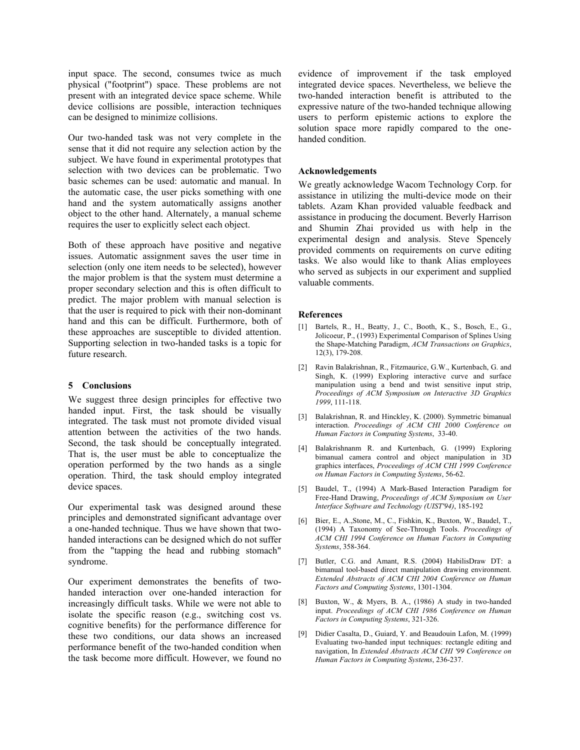input space. The second, consumes twice as much physical ("footprint") space. These problems are not present with an integrated device space scheme. While device collisions are possible, interaction techniques can be designed to minimize collisions.

Our two-handed task was not very complete in the sense that it did not require any selection action by the subject. We have found in experimental prototypes that selection with two devices can be problematic. Two basic schemes can be used: automatic and manual. In the automatic case, the user picks something with one hand and the system automatically assigns another object to the other hand. Alternately, a manual scheme requires the user to explicitly select each object.

Both of these approach have positive and negative issues. Automatic assignment saves the user time in selection (only one item needs to be selected), however the major problem is that the system must determine a proper secondary selection and this is often difficult to predict. The major problem with manual selection is that the user is required to pick with their non-dominant hand and this can be difficult. Furthermore, both of these approaches are susceptible to divided attention. Supporting selection in two-handed tasks is a topic for future research.

## 5 Conclusions

We suggest three design principles for effective two handed input. First, the task should be visually integrated. The task must not promote divided visual attention between the activities of the two hands. Second, the task should be conceptually integrated. That is, the user must be able to conceptualize the operation performed by the two hands as a single operation. Third, the task should employ integrated device spaces.

Our experimental task was designed around these principles and demonstrated significant advantage over a one-handed technique. Thus we have shown that two-handed interactions can be designed which do not suffer from the "tapping the head and rubbing stomach" syndrome.

Our experiment demonstrates the benefits of two-handed interaction over one-handed interaction for increasingly difficult tasks. While we were not able to isolate the specific reason (e.g., switching cost vs. cognitive benefits) for the performance difference for these two conditions, our data shows an increased performance benefit of the two-handed condition when the task become more difficult. However, we found no evidence of improvement if the task employed integrated device spaces. Nevertheless, we believe the two-handed interaction benefit is attributed to the expressive nature of the two-handed technique allowing users to perform epistemic actions to explore the solution space more rapidly compared to the one-handed condition.

### Acknowledgements

We greatly acknowledge Wacom Technology Corp. for assistance in utilizing the multi-device mode on their tablets. Azam Khan provided valuable feedback and assistance in producing the document. Beverly Harrison and Shumin Zhai provided us with help in the experimental design and analysis. Steve Spencely provided comments on requirements on curve editing tasks. We also would like to thank Alias employees who served as subjects in our experiment and supplied valuable comments.

### References

[1] Bartels, R., H., Beatty, J., C., Booth, K., S., Bosch, E., G., Jolicoeur, P., (1993) Experimental Comparison of Splines Using the Shape-Matching Paradigm, *ACM Transactions on Graphics*, 12(3), 179-208.

[2] Ravin Balakrishnan, R., Fitzmaurice, G.W., Kurtenbach, G. and Singh, K. (1999) Exploring interactive curve and surface manipulation using a bend and twist sensitive input strip, *Proceedings of ACM Symposium on Interactive 3D Graphics 1999*, 111-118.

[3] Balakrishnan, R. and Hinckley, K. (2000). Symmetric bimanual interaction. *Proceedings of ACM CHI 2000 Conference on Human Factors in Computing Systems*, 33-40.

[4] Balakrishnanm R. and Kurtenbach, G. (1999) Exploring bimanual camera control and object manipulation in 3D graphics interfaces, *Proceedings of ACM CHI 1999 Conference on Human Factors in Computing Systems*, 56-62.

[5] Baudel, T., (1994) A Mark-Based Interaction Paradigm for Free-Hand Drawing, *Proceedings of ACM Symposium on User Interface Software and Technology (UIST'94)*, 185-192

[6] Bier, E., A.,Stone, M., C., Fishkin, K., Buxton, W., Baudel, T., (1994) A Taxonomy of See-Through Tools. *Proceedings of ACM CHI 1994 Conference on Human Factors in Computing Systems*, 358-364.

[7] Butler, C.G. and Amant, R.S. (2004) HabilisDraw DT: a bimanual tool-based direct manipulation drawing environment. *Extended Abstracts of ACM CHI 2004 Conference on Human Factors and Computing Systems*, 1301-1304.

[8] Buxton, W., & Myers, B. A., (1986) A study in two-handed input. *Proceedings of ACM CHI 1986 Conference on Human Factors in Computing Systems*, 321-326.

[9] Didier Casalta, D., Guiard, Y. and Beaudouin Lafon, M. (1999) Evaluating two-handed input techniques: rectangle editing and navigation, In *Extended Abstracts ACM CHI '99 Conference on Human Factors in Computing Systems*, 236-237.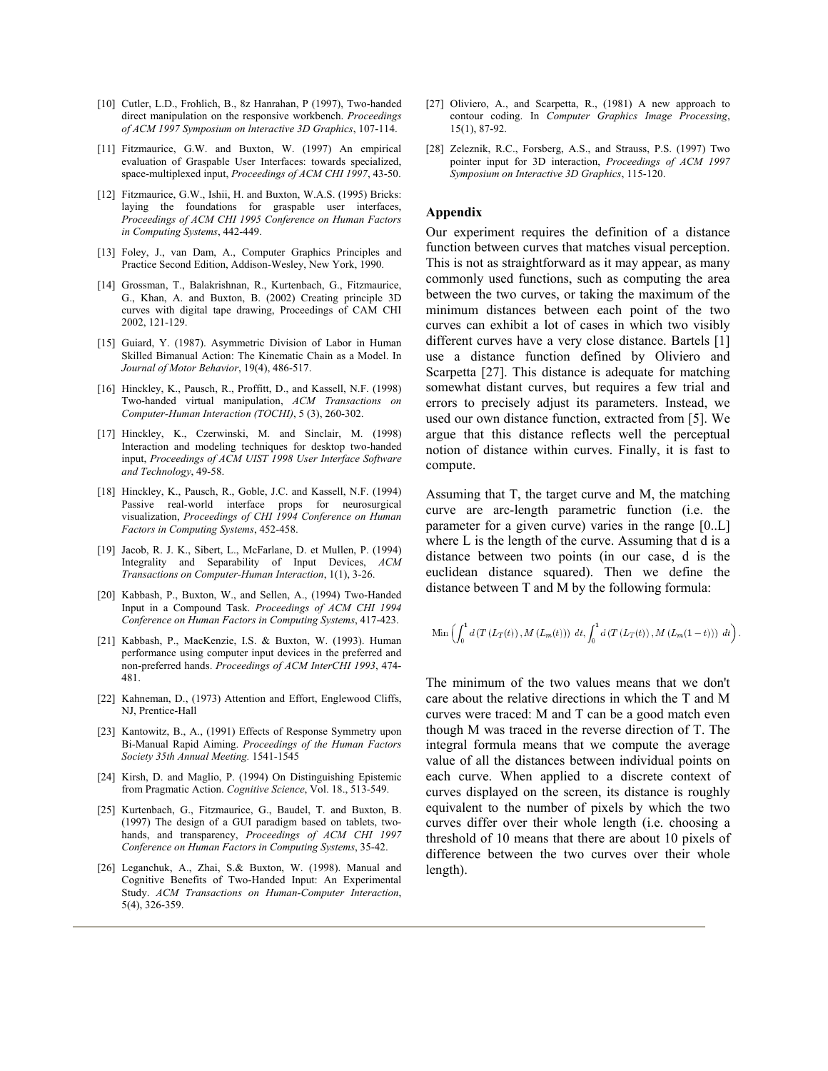[10] Cutler, L.D., Frohlich, B., 8z Hanrahan, P (1997), Two-handed direct manipulation on the responsive workbench. *Proceedings of ACM 1997 Symposium on Interactive 3D Graphics*, 107-114.

[11] Fitzmaurice, G.W. and Buxton, W. (1997) An empirical evaluation of Graspable User Interfaces: towards specialized, space-multiplexed input, *Proceedings of ACM CHI 1997*, 43-50.

[12] Fitzmaurice, G.W., Ishii, H. and Buxton, W.A.S. (1995) Bricks: laying the foundations for graspable user interfaces, *Proceedings of ACM CHI 1995 Conference on Human Factors in Computing Systems*, 442-449.

[13] Foley, J., van Dam, A., Computer Graphics Principles and Practice Second Edition, Addison-Wesley, New York, 1990.

[14] Grossman, T., Balakrishnan, R., Kurtenbach, G., Fitzmaurice, G., Khan, A. and Buxton, B. (2002) Creating principle 3D curves with digital tape drawing, Proceedings of CAM CHI 2002, 121-129.

[15] Guiard, Y. (1987). Asymmetric Division of Labor in Human Skilled Bimanual Action: The Kinematic Chain as a Model. In *Journal of Motor Behavior*, 19(4), 486-517.

[16] Hinckley, K., Pausch, R., Proffitt, D., and Kassell, N.F. (1998) Two-handed virtual manipulation, *ACM Transactions on Computer-Human Interaction (TOCHI)*, 5 (3), 260-302.

[17] Hinckley, K., Czerwinski, M. and Sinclair, M. (1998) Interaction and modeling techniques for desktop two-handed input, *Proceedings of ACM UIST 1998 User Interface Software and Technology*, 49-58.

[18] Hinckley, K., Pausch, R., Goble, J.C. and Kassell, N.F. (1994) Passive real-world interface props for neurosurgical visualization, *Proceedings of CHI 1994 Conference on Human Factors in Computing Systems*, 452-458.

[19] Jacob, R. J. K., Sibert, L., McFarlane, D. et Mullen, P. (1994) Integrality and Separability of Input Devices, *ACM Transactions on Computer-Human Interaction*, 1(1), 3-26.

[20] Kabbash, P., Buxton, W., and Sellen, A., (1994) Two-Handed Input in a Compound Task. *Proceedings of ACM CHI 1994 Conference on Human Factors in Computing Systems*, 417-423.

[21] Kabbash, P., MacKenzie, I.S. & Buxton, W. (1993). Human performance using computer input devices in the preferred and non-preferred hands. *Proceedings of ACM InterCHI 1993*, 474-481.

[22] Kahneman, D., (1973) Attention and Effort, Englewood Cliffs, NJ, Prentice-Hall

[23] Kantowitz, B., A., (1991) Effects of Response Symmetry upon Bi-Manual Rapid Aiming. *Proceedings of the Human Factors Society 35th Annual Meeting.* 1541-1545

[24] Kirsh, D. and Maglio, P. (1994) On Distinguishing Epistemic from Pragmatic Action. *Cognitive Science*, Vol. 18., 513-549.

[25] Kurtenbach, G., Fitzmaurice, G., Baudel, T. and Buxton, B. (1997) The design of a GUI paradigm based on tablets, two-hands, and transparency, *Proceedings of ACM CHI 1997 Conference on Human Factors in Computing Systems*, 35-42.

[26] Leganchuk, A., Zhai, S.& Buxton, W. (1998). Manual and Cognitive Benefits of Two-Handed Input: An Experimental Study. *ACM Transactions on Human-Computer Interaction*, 5(4), 326-359.

[27] Oliviero, A., and Scarpetta, R., (1981) A new approach to contour coding. In *Computer Graphics Image Processing*, 15(1), 87-92.

[28] Zeleznik, R.C., Forsberg, A.S., and Strauss, P.S. (1997) Two pointer input for 3D interaction, *Proceedings of ACM 1997 Symposium on Interactive 3D Graphics*, 115-120.

## Appendix

Our experiment requires the definition of a distance function between curves that matches visual perception. This is not as straightforward as it may appear, as many commonly used functions, such as computing the area between the two curves, or taking the maximum of the minimum distances between each point of the two curves can exhibit a lot of cases in which two visibly different curves have a very close distance. Bartels [1] use a distance function defined by Oliviero and Scarpetta [27]. This distance is adequate for matching somewhat distant curves, but requires a few trial and errors to precisely adjust its parameters. Instead, we used our own distance function, extracted from [5]. We argue that this distance reflects well the perceptual notion of distance within curves. Finally, it is fast to compute.

Assuming that T, the target curve and M, the matching curve are arc-length parametric function (i.e. the parameter for a given curve) varies in the range [0..L] where L is the length of the curve. Assuming that d is a distance between two points (in our case, d is the euclidean distance squared). Then we define the distance between T and M by the following formula:

$$\mathrm{Min}\left(\int_0^1 d\left(T\left(L_T(t)\right), M\left(L_m(t)\right)\right)\, dt, \int_0^1 d\left(T\left(L_T(t)\right), M\left(L_m(1-t)\right)\right)\, dt\right).$$

The minimum of the two values means that we don't care about the relative directions in which the T and M curves were traced: M and T can be a good match even though M was traced in the reverse direction of T. The integral formula means that we compute the average value of all the distances between individual points on each curve. When applied to a discrete context of curves displayed on the screen, its distance is roughly equivalent to the number of pixels by which the two curves differ over their whole length (i.e. choosing a threshold of 10 means that there are about 10 pixels of difference between the two curves over their whole length).